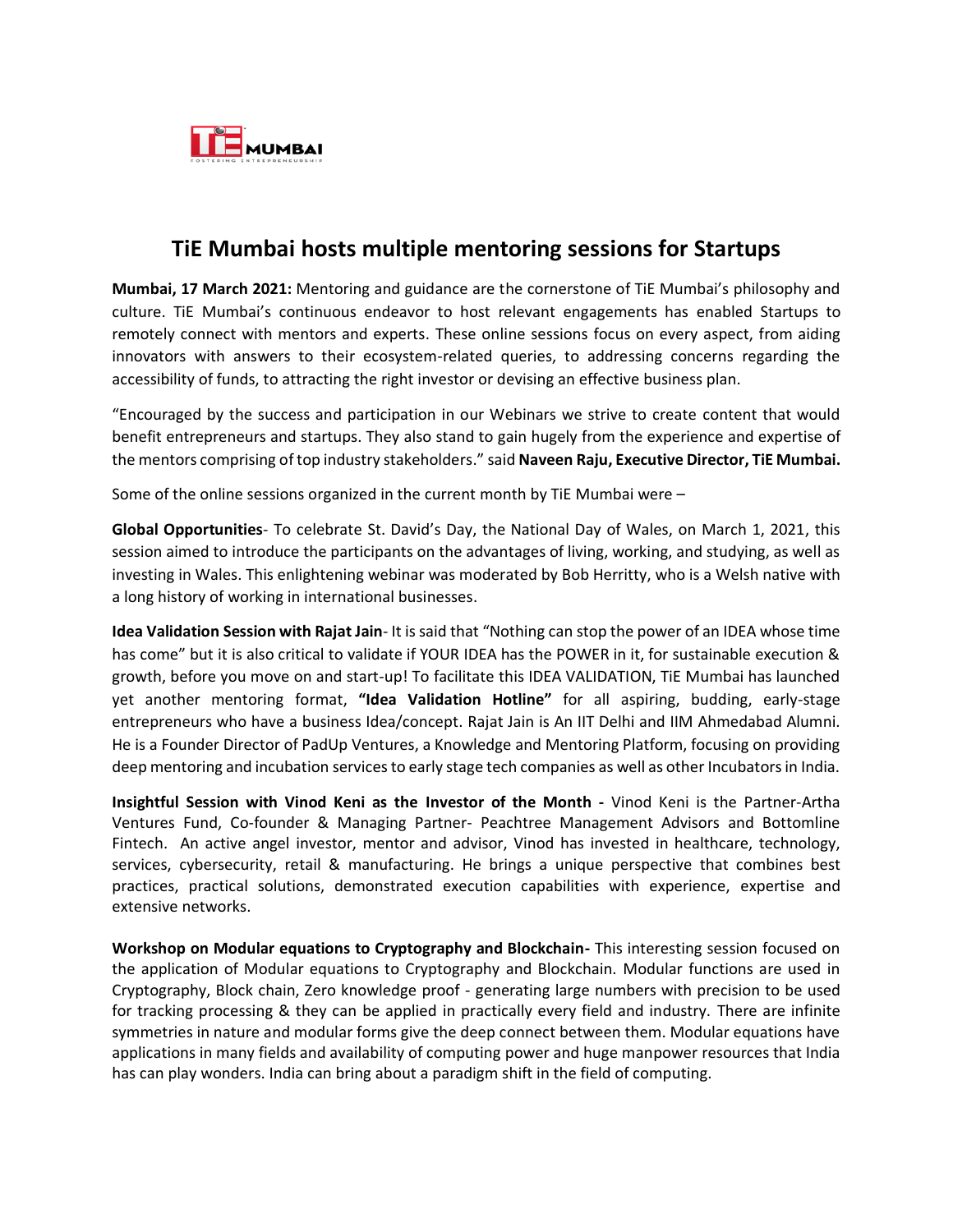# TiE Mumbai hosts multiple mentoring sessions for Startups

**Mumbai, 17 March 2021:** Mentoring and guidance are the cornerstone of TiE Mumbai's philosophy and culture. TiE Mumbai's continuous endeavor to host relevant engagements has enabled Startups to remotely connect with mentors and experts. These online sessions focus on every aspect, from aiding innovators with answers to their ecosystem-related queries, to addressing concerns regarding the accessibility of funds, to attracting the right investor or devising an effective business plan.

"Encouraged by the success and participation in our Webinars we strive to create content that would benefit entrepreneurs and startups. They also stand to gain hugely from the experience and expertise of the mentors comprising of top industry stakeholders." said **Naveen Raju, Executive Director, TiE Mumbai.**

Some of the online sessions organized in the current month by TiE Mumbai were –

**Global Opportunities**- To celebrate St. David's Day, the National Day of Wales, on March 1, 2021, this session aimed to introduce the participants on the advantages of living, working, and studying, as well as investing in Wales. This enlightening webinar was moderated by Bob Herritty, who is a Welsh native with a long history of working in international businesses.

**Idea Validation Session with Rajat Jain**- It is said that "Nothing can stop the power of an IDEA whose time has come" but it is also critical to validate if YOUR IDEA has the POWER in it, for sustainable execution & growth, before you move on and start-up! To facilitate this IDEA VALIDATION, TiE Mumbai has launched yet another mentoring format, **"Idea Validation Hotline"** for all aspiring, budding, early-stage entrepreneurs who have a business Idea/concept. Rajat Jain is An IIT Delhi and IIM Ahmedabad Alumni. He is a Founder Director of PadUp Ventures, a Knowledge and Mentoring Platform, focusing on providing deep mentoring and incubation services to early stage tech companies as well as other Incubators in India.

**Insightful Session with Vinod Keni as the Investor of the Month -** Vinod Keni is the Partner-Artha Ventures Fund, Co-founder & Managing Partner- Peachtree Management Advisors and Bottomline Fintech. An active angel investor, mentor and advisor, Vinod has invested in healthcare, technology, services, cybersecurity, retail & manufacturing. He brings a unique perspective that combines best practices, practical solutions, demonstrated execution capabilities with experience, expertise and extensive networks.

**Workshop on Modular equations to Cryptography and Blockchain-** This interesting session focused on the application of Modular equations to Cryptography and Blockchain. Modular functions are used in Cryptography, Block chain, Zero knowledge proof - generating large numbers with precision to be used for tracking processing & they can be applied in practically every field and industry. There are infinite symmetries in nature and modular forms give the deep connect between them. Modular equations have applications in many fields and availability of computing power and huge manpower resources that India has can play wonders. India can bring about a paradigm shift in the field of computing.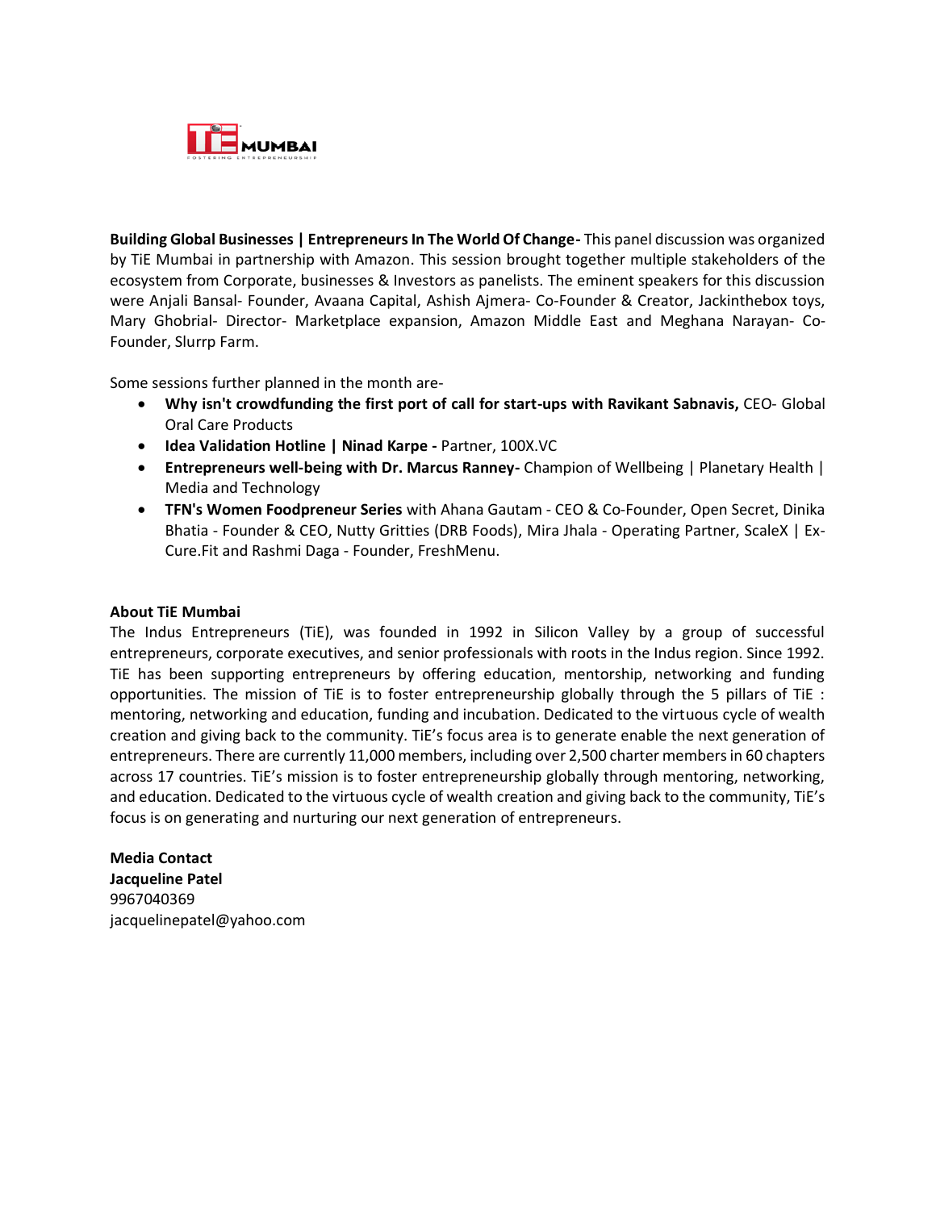**Building Global Businesses | Entrepreneurs In The World Of Change-** This panel discussion was organized by TiE Mumbai in partnership with Amazon. This session brought together multiple stakeholders of the ecosystem from Corporate, businesses & Investors as panelists. The eminent speakers for this discussion were Anjali Bansal- Founder, Avaana Capital, Ashish Ajmera- Co-Founder & Creator, Jackinthebox toys, Mary Ghobrial- Director- Marketplace expansion, Amazon Middle East and Meghana Narayan- Co-Founder, Slurrp Farm.

Some sessions further planned in the month are-

- **Why isn't crowdfunding the first port of call for start-ups with Ravikant Sabnavis,** CEO- Global Oral Care Products
- **Idea Validation Hotline | Ninad Karpe -** Partner, 100X.VC
- **Entrepreneurs well-being with Dr. Marcus Ranney-** Champion of Wellbeing | Planetary Health | Media and Technology
- **TFN's Women Foodpreneur Series** with Ahana Gautam - CEO & Co-Founder, Open Secret, Dinika Bhatia - Founder & CEO, Nutty Gritties (DRB Foods), Mira Jhala - Operating Partner, ScaleX | Ex-Cure.Fit and Rashmi Daga - Founder, FreshMenu.

**About TiE Mumbai**

The Indus Entrepreneurs (TiE), was founded in 1992 in Silicon Valley by a group of successful entrepreneurs, corporate executives, and senior professionals with roots in the Indus region. Since 1992. TiE has been supporting entrepreneurs by offering education, mentorship, networking and funding opportunities. The mission of TiE is to foster entrepreneurship globally through the 5 pillars of TiE : mentoring, networking and education, funding and incubation. Dedicated to the virtuous cycle of wealth creation and giving back to the community. TiE's focus area is to generate enable the next generation of entrepreneurs. There are currently 11,000 members, including over 2,500 charter members in 60 chapters across 17 countries. TiE's mission is to foster entrepreneurship globally through mentoring, networking, and education. Dedicated to the virtuous cycle of wealth creation and giving back to the community, TiE's focus is on generating and nurturing our next generation of entrepreneurs.

**Media Contact**
**Jacqueline Patel**
9967040369
jacquelinepatel@yahoo.com